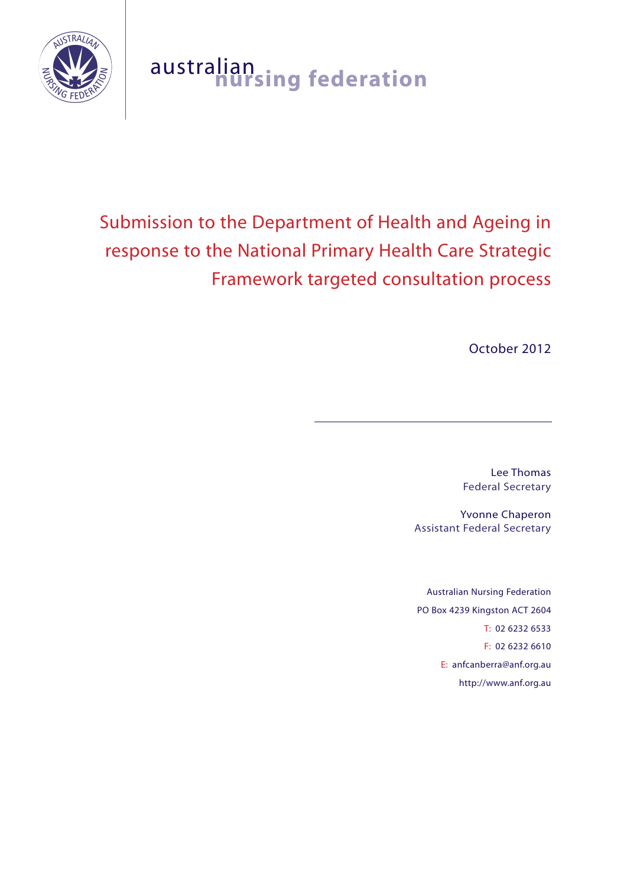australian nursing federation

# Submission to the Department of Health and Ageing in response to the National Primary Health Care Strategic Framework targeted consultation process

October 2012

---

Lee Thomas
Federal Secretary

Yvonne Chaperon
Assistant Federal Secretary

Australian Nursing Federation
PO Box 4239 Kingston ACT 2604
T: 02 6232 6533
F: 02 6232 6610
E: anfcanberra@anf.org.au
http://www.anf.org.au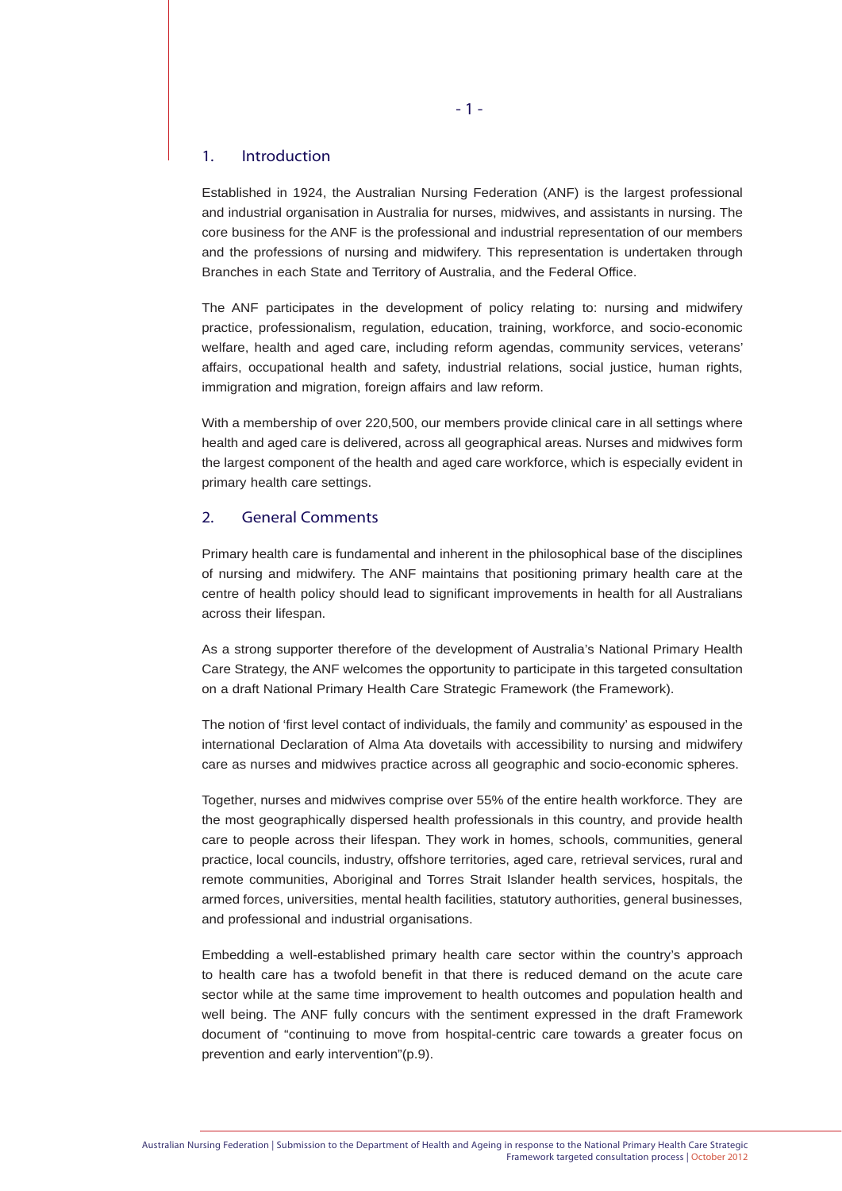## 1. Introduction

Established in 1924, the Australian Nursing Federation (ANF) is the largest professional and industrial organisation in Australia for nurses, midwives, and assistants in nursing. The core business for the ANF is the professional and industrial representation of our members and the professions of nursing and midwifery. This representation is undertaken through Branches in each State and Territory of Australia, and the Federal Office.

The ANF participates in the development of policy relating to: nursing and midwifery practice, professionalism, regulation, education, training, workforce, and socio-economic welfare, health and aged care, including reform agendas, community services, veterans' affairs, occupational health and safety, industrial relations, social justice, human rights, immigration and migration, foreign affairs and law reform.

With a membership of over 220,500, our members provide clinical care in all settings where health and aged care is delivered, across all geographical areas. Nurses and midwives form the largest component of the health and aged care workforce, which is especially evident in primary health care settings.

## 2. General Comments

Primary health care is fundamental and inherent in the philosophical base of the disciplines of nursing and midwifery. The ANF maintains that positioning primary health care at the centre of health policy should lead to significant improvements in health for all Australians across their lifespan.

As a strong supporter therefore of the development of Australia's National Primary Health Care Strategy, the ANF welcomes the opportunity to participate in this targeted consultation on a draft National Primary Health Care Strategic Framework (the Framework).

The notion of 'first level contact of individuals, the family and community' as espoused in the international Declaration of Alma Ata dovetails with accessibility to nursing and midwifery care as nurses and midwives practice across all geographic and socio-economic spheres.

Together, nurses and midwives comprise over 55% of the entire health workforce. They are the most geographically dispersed health professionals in this country, and provide health care to people across their lifespan. They work in homes, schools, communities, general practice, local councils, industry, offshore territories, aged care, retrieval services, rural and remote communities, Aboriginal and Torres Strait Islander health services, hospitals, the armed forces, universities, mental health facilities, statutory authorities, general businesses, and professional and industrial organisations.

Embedding a well-established primary health care sector within the country's approach to health care has a twofold benefit in that there is reduced demand on the acute care sector while at the same time improvement to health outcomes and population health and well being. The ANF fully concurs with the sentiment expressed in the draft Framework document of "continuing to move from hospital-centric care towards a greater focus on prevention and early intervention"(p.9).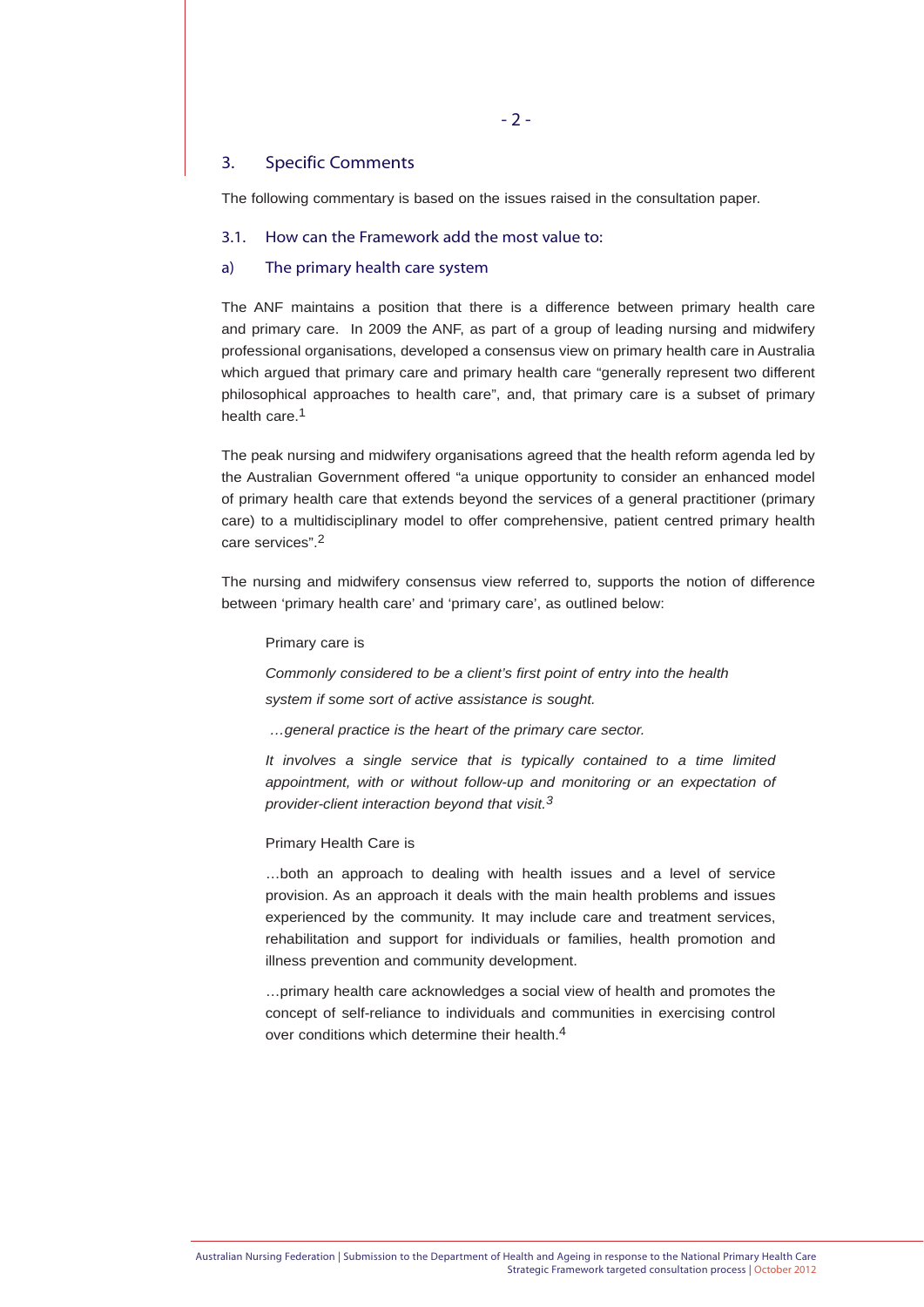## 3. Specific Comments

The following commentary is based on the issues raised in the consultation paper.

### 3.1. How can the Framework add the most value to:

### a) The primary health care system

The ANF maintains a position that there is a difference between primary health care and primary care. In 2009 the ANF, as part of a group of leading nursing and midwifery professional organisations, developed a consensus view on primary health care in Australia which argued that primary care and primary health care "generally represent two different philosophical approaches to health care", and, that primary care is a subset of primary health care.[1]

The peak nursing and midwifery organisations agreed that the health reform agenda led by the Australian Government offered "a unique opportunity to consider an enhanced model of primary health care that extends beyond the services of a general practitioner (primary care) to a multidisciplinary model to offer comprehensive, patient centred primary health care services".[2]

The nursing and midwifery consensus view referred to, supports the notion of difference between 'primary health care' and 'primary care', as outlined below:

> Primary care is
>
> *Commonly considered to be a client's first point of entry into the health system if some sort of active assistance is sought.*
>
> *…general practice is the heart of the primary care sector.*
>
> *It involves a single service that is typically contained to a time limited appointment, with or without follow-up and monitoring or an expectation of provider-client interaction beyond that visit.*[3]
>
> Primary Health Care is
>
> …both an approach to dealing with health issues and a level of service provision. As an approach it deals with the main health problems and issues experienced by the community. It may include care and treatment services, rehabilitation and support for individuals or families, health promotion and illness prevention and community development.
>
> …primary health care acknowledges a social view of health and promotes the concept of self-reliance to individuals and communities in exercising control over conditions which determine their health.[4]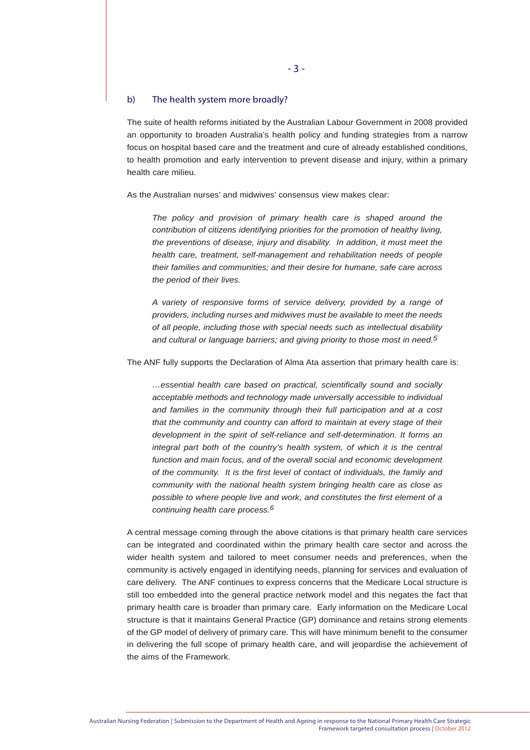## b) The health system more broadly?

The suite of health reforms initiated by the Australian Labour Government in 2008 provided an opportunity to broaden Australia's health policy and funding strategies from a narrow focus on hospital based care and the treatment and cure of already established conditions, to health promotion and early intervention to prevent disease and injury, within a primary health care milieu.

As the Australian nurses' and midwives' consensus view makes clear:

> *The policy and provision of primary health care is shaped around the contribution of citizens identifying priorities for the promotion of healthy living, the preventions of disease, injury and disability. In addition, it must meet the health care, treatment, self-management and rehabilitation needs of people their families and communities; and their desire for humane, safe care across the period of their lives.*
>
> *A variety of responsive forms of service delivery, provided by a range of providers, including nurses and midwives must be available to meet the needs of all people, including those with special needs such as intellectual disability and cultural or language barriers; and giving priority to those most in need.*[5]

The ANF fully supports the Declaration of Alma Ata assertion that primary health care is:

> *…essential health care based on practical, scientifically sound and socially acceptable methods and technology made universally accessible to individual and families in the community through their full participation and at a cost that the community and country can afford to maintain at every stage of their development in the spirit of self-reliance and self-determination. It forms an integral part both of the country's health system, of which it is the central function and main focus, and of the overall social and economic development of the community. It is the first level of contact of individuals, the family and community with the national health system bringing health care as close as possible to where people live and work, and constitutes the first element of a continuing health care process.*[6]

A central message coming through the above citations is that primary health care services can be integrated and coordinated within the primary health care sector and across the wider health system and tailored to meet consumer needs and preferences, when the community is actively engaged in identifying needs, planning for services and evaluation of care delivery. The ANF continues to express concerns that the Medicare Local structure is still too embedded into the general practice network model and this negates the fact that primary health care is broader than primary care. Early information on the Medicare Local structure is that it maintains General Practice (GP) dominance and retains strong elements of the GP model of delivery of primary care. This will have minimum benefit to the consumer in delivering the full scope of primary health care, and will jeopardise the achievement of the aims of the Framework.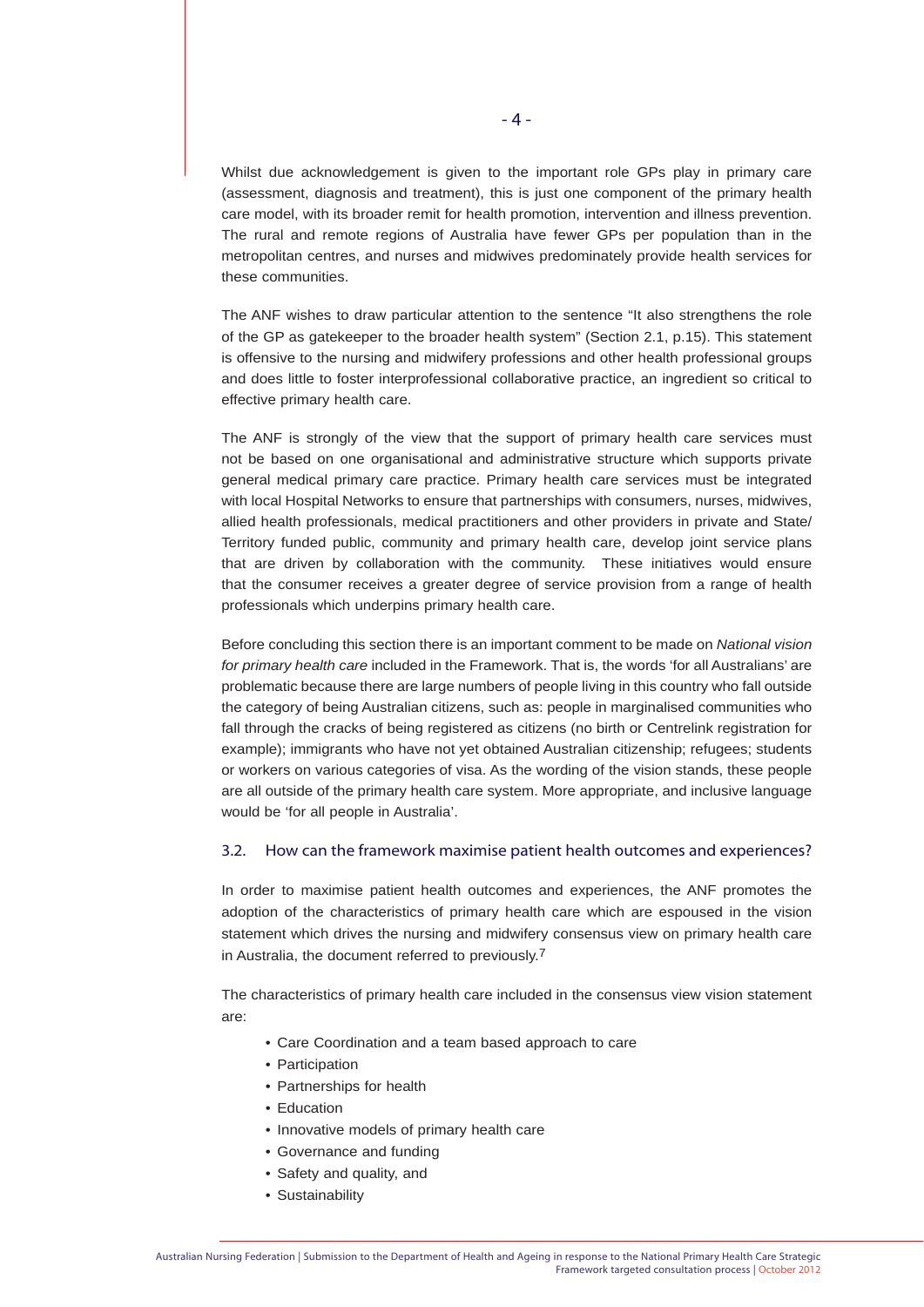Whilst due acknowledgement is given to the important role GPs play in primary care (assessment, diagnosis and treatment), this is just one component of the primary health care model, with its broader remit for health promotion, intervention and illness prevention. The rural and remote regions of Australia have fewer GPs per population than in the metropolitan centres, and nurses and midwives predominately provide health services for these communities.

The ANF wishes to draw particular attention to the sentence "It also strengthens the role of the GP as gatekeeper to the broader health system" (Section 2.1, p.15). This statement is offensive to the nursing and midwifery professions and other health professional groups and does little to foster interprofessional collaborative practice, an ingredient so critical to effective primary health care.

The ANF is strongly of the view that the support of primary health care services must not be based on one organisational and administrative structure which supports private general medical primary care practice. Primary health care services must be integrated with local Hospital Networks to ensure that partnerships with consumers, nurses, midwives, allied health professionals, medical practitioners and other providers in private and State/Territory funded public, community and primary health care, develop joint service plans that are driven by collaboration with the community. These initiatives would ensure that the consumer receives a greater degree of service provision from a range of health professionals which underpins primary health care.

Before concluding this section there is an important comment to be made on *National vision for primary health care* included in the Framework. That is, the words 'for all Australians' are problematic because there are large numbers of people living in this country who fall outside the category of being Australian citizens, such as: people in marginalised communities who fall through the cracks of being registered as citizens (no birth or Centrelink registration for example); immigrants who have not yet obtained Australian citizenship; refugees; students or workers on various categories of visa. As the wording of the vision stands, these people are all outside of the primary health care system. More appropriate, and inclusive language would be 'for all people in Australia'.

### 3.2. How can the framework maximise patient health outcomes and experiences?

In order to maximise patient health outcomes and experiences, the ANF promotes the adoption of the characteristics of primary health care which are espoused in the vision statement which drives the nursing and midwifery consensus view on primary health care in Australia, the document referred to previously.[7]

The characteristics of primary health care included in the consensus view vision statement are:

- Care Coordination and a team based approach to care
- Participation
- Partnerships for health
- Education
- Innovative models of primary health care
- Governance and funding
- Safety and quality, and
- Sustainability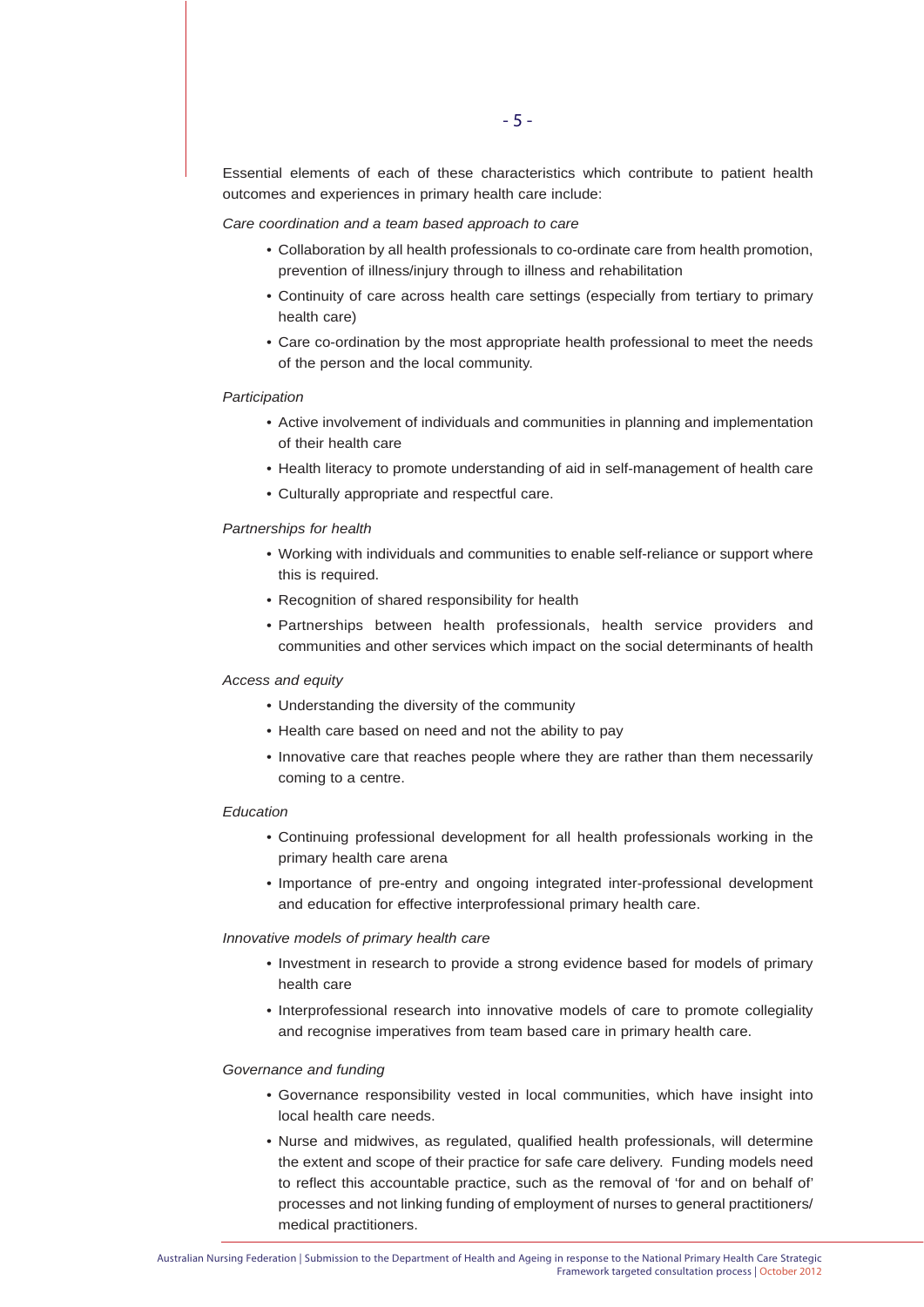Essential elements of each of these characteristics which contribute to patient health outcomes and experiences in primary health care include:

*Care coordination and a team based approach to care*

- Collaboration by all health professionals to co-ordinate care from health promotion, prevention of illness/injury through to illness and rehabilitation
- Continuity of care across health care settings (especially from tertiary to primary health care)
- Care co-ordination by the most appropriate health professional to meet the needs of the person and the local community.

*Participation*

- Active involvement of individuals and communities in planning and implementation of their health care
- Health literacy to promote understanding of aid in self-management of health care
- Culturally appropriate and respectful care.

*Partnerships for health*

- Working with individuals and communities to enable self-reliance or support where this is required.
- Recognition of shared responsibility for health
- Partnerships between health professionals, health service providers and communities and other services which impact on the social determinants of health

*Access and equity*

- Understanding the diversity of the community
- Health care based on need and not the ability to pay
- Innovative care that reaches people where they are rather than them necessarily coming to a centre.

*Education*

- Continuing professional development for all health professionals working in the primary health care arena
- Importance of pre-entry and ongoing integrated inter-professional development and education for effective interprofessional primary health care.

*Innovative models of primary health care*

- Investment in research to provide a strong evidence based for models of primary health care
- Interprofessional research into innovative models of care to promote collegiality and recognise imperatives from team based care in primary health care.

*Governance and funding*

- Governance responsibility vested in local communities, which have insight into local health care needs.
- Nurse and midwives, as regulated, qualified health professionals, will determine the extent and scope of their practice for safe care delivery. Funding models need to reflect this accountable practice, such as the removal of 'for and on behalf of' processes and not linking funding of employment of nurses to general practitioners/ medical practitioners.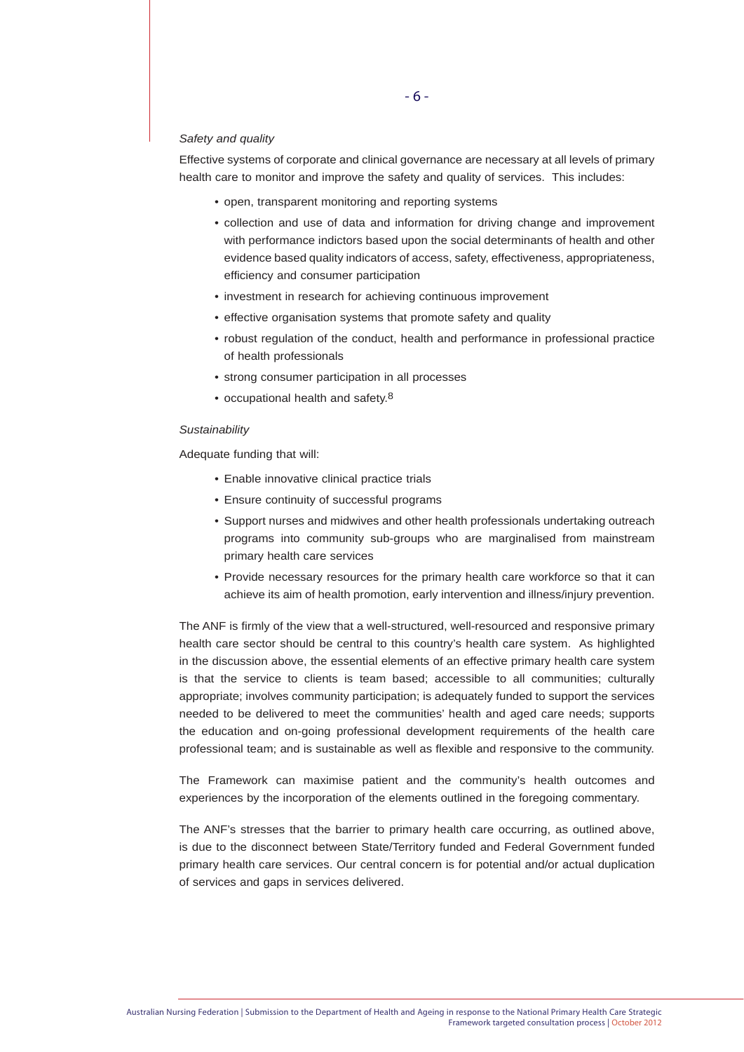*Safety and quality*

Effective systems of corporate and clinical governance are necessary at all levels of primary health care to monitor and improve the safety and quality of services. This includes:

- open, transparent monitoring and reporting systems
- collection and use of data and information for driving change and improvement with performance indictors based upon the social determinants of health and other evidence based quality indicators of access, safety, effectiveness, appropriateness, efficiency and consumer participation
- investment in research for achieving continuous improvement
- effective organisation systems that promote safety and quality
- robust regulation of the conduct, health and performance in professional practice of health professionals
- strong consumer participation in all processes
- occupational health and safety.[8]

*Sustainability*

Adequate funding that will:

- Enable innovative clinical practice trials
- Ensure continuity of successful programs
- Support nurses and midwives and other health professionals undertaking outreach programs into community sub-groups who are marginalised from mainstream primary health care services
- Provide necessary resources for the primary health care workforce so that it can achieve its aim of health promotion, early intervention and illness/injury prevention.

The ANF is firmly of the view that a well-structured, well-resourced and responsive primary health care sector should be central to this country's health care system. As highlighted in the discussion above, the essential elements of an effective primary health care system is that the service to clients is team based; accessible to all communities; culturally appropriate; involves community participation; is adequately funded to support the services needed to be delivered to meet the communities' health and aged care needs; supports the education and on-going professional development requirements of the health care professional team; and is sustainable as well as flexible and responsive to the community.

The Framework can maximise patient and the community's health outcomes and experiences by the incorporation of the elements outlined in the foregoing commentary.

The ANF's stresses that the barrier to primary health care occurring, as outlined above, is due to the disconnect between State/Territory funded and Federal Government funded primary health care services. Our central concern is for potential and/or actual duplication of services and gaps in services delivered.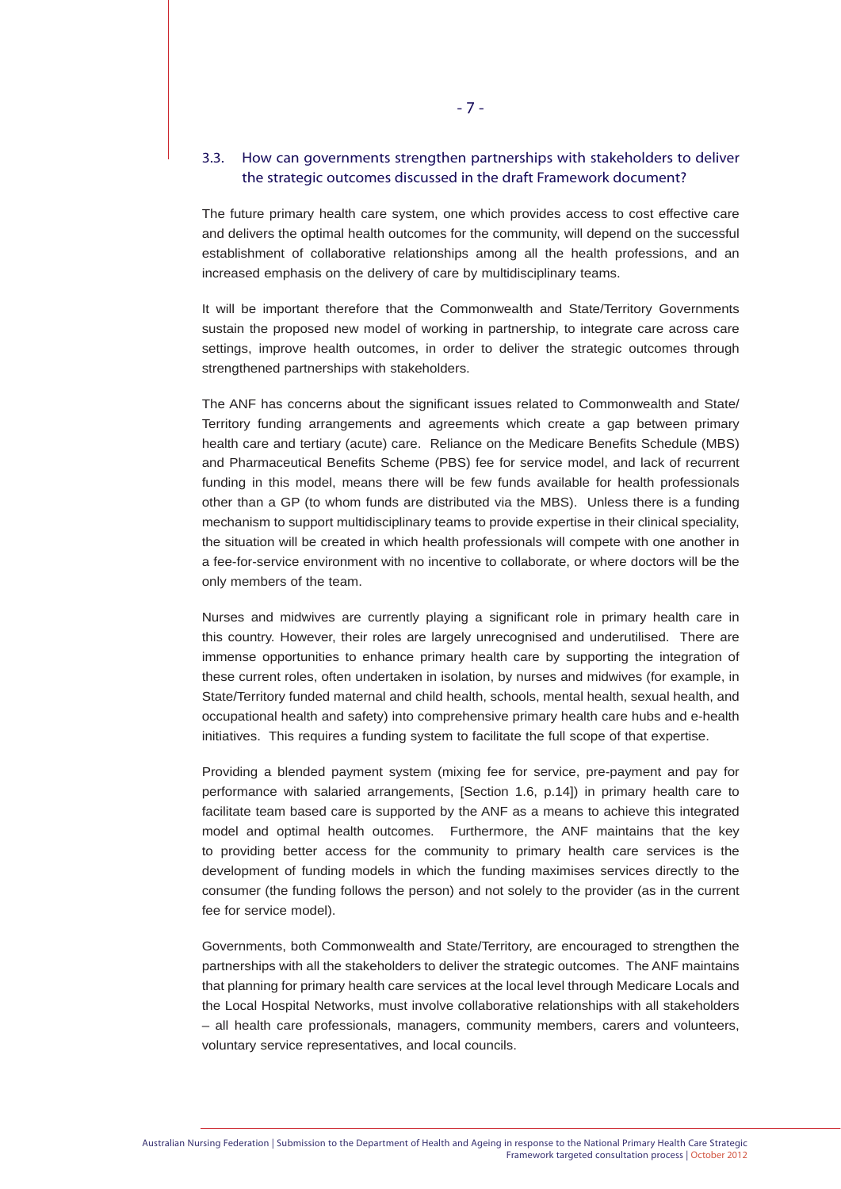### 3.3. How can governments strengthen partnerships with stakeholders to deliver the strategic outcomes discussed in the draft Framework document?

The future primary health care system, one which provides access to cost effective care and delivers the optimal health outcomes for the community, will depend on the successful establishment of collaborative relationships among all the health professions, and an increased emphasis on the delivery of care by multidisciplinary teams.

It will be important therefore that the Commonwealth and State/Territory Governments sustain the proposed new model of working in partnership, to integrate care across care settings, improve health outcomes, in order to deliver the strategic outcomes through strengthened partnerships with stakeholders.

The ANF has concerns about the significant issues related to Commonwealth and State/Territory funding arrangements and agreements which create a gap between primary health care and tertiary (acute) care. Reliance on the Medicare Benefits Schedule (MBS) and Pharmaceutical Benefits Scheme (PBS) fee for service model, and lack of recurrent funding in this model, means there will be few funds available for health professionals other than a GP (to whom funds are distributed via the MBS). Unless there is a funding mechanism to support multidisciplinary teams to provide expertise in their clinical speciality, the situation will be created in which health professionals will compete with one another in a fee-for-service environment with no incentive to collaborate, or where doctors will be the only members of the team.

Nurses and midwives are currently playing a significant role in primary health care in this country. However, their roles are largely unrecognised and underutilised. There are immense opportunities to enhance primary health care by supporting the integration of these current roles, often undertaken in isolation, by nurses and midwives (for example, in State/Territory funded maternal and child health, schools, mental health, sexual health, and occupational health and safety) into comprehensive primary health care hubs and e-health initiatives. This requires a funding system to facilitate the full scope of that expertise.

Providing a blended payment system (mixing fee for service, pre-payment and pay for performance with salaried arrangements, [Section 1.6, p.14]) in primary health care to facilitate team based care is supported by the ANF as a means to achieve this integrated model and optimal health outcomes. Furthermore, the ANF maintains that the key to providing better access for the community to primary health care services is the development of funding models in which the funding maximises services directly to the consumer (the funding follows the person) and not solely to the provider (as in the current fee for service model).

Governments, both Commonwealth and State/Territory, are encouraged to strengthen the partnerships with all the stakeholders to deliver the strategic outcomes. The ANF maintains that planning for primary health care services at the local level through Medicare Locals and the Local Hospital Networks, must involve collaborative relationships with all stakeholders – all health care professionals, managers, community members, carers and volunteers, voluntary service representatives, and local councils.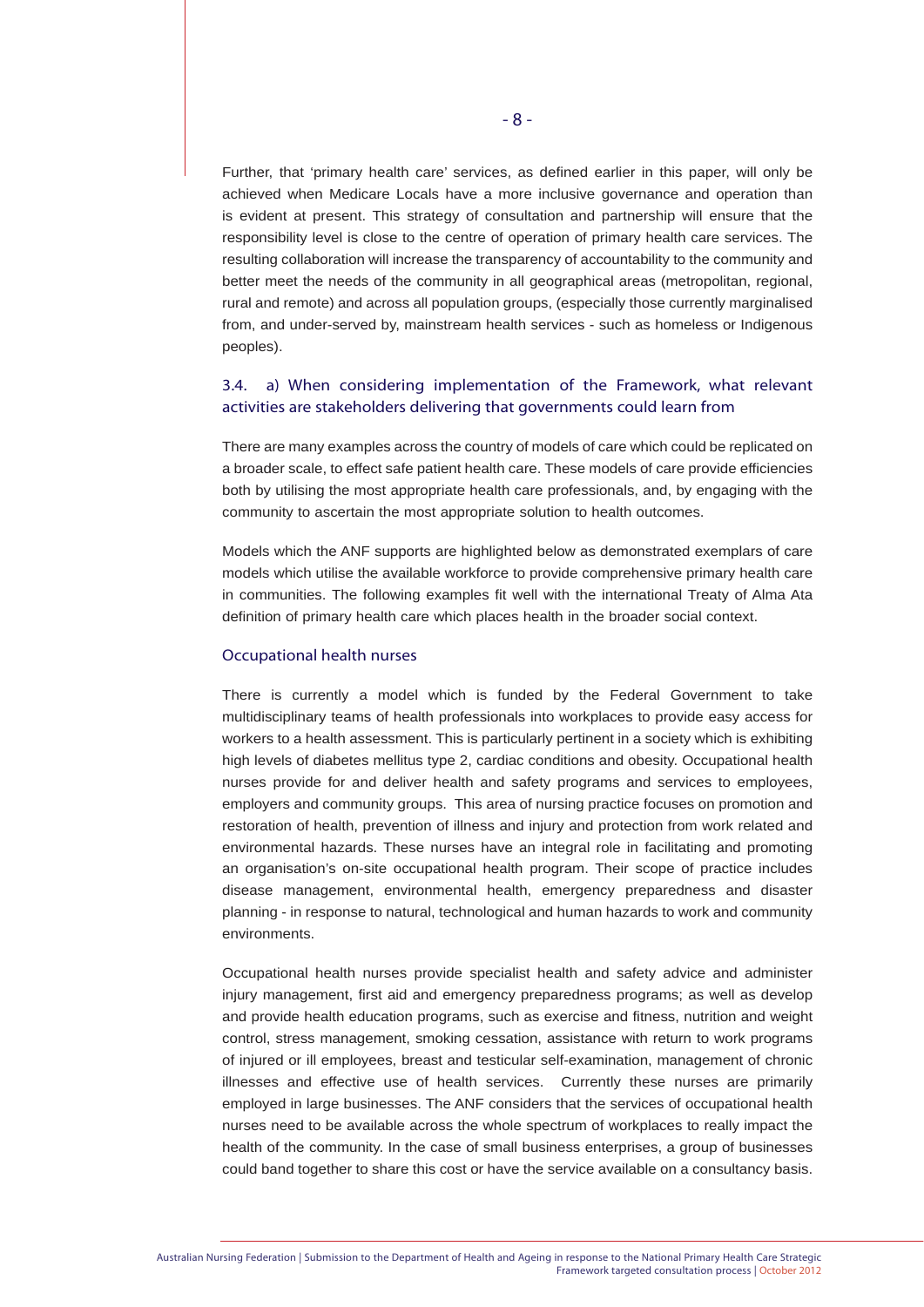Further, that 'primary health care' services, as defined earlier in this paper, will only be achieved when Medicare Locals have a more inclusive governance and operation than is evident at present. This strategy of consultation and partnership will ensure that the responsibility level is close to the centre of operation of primary health care services. The resulting collaboration will increase the transparency of accountability to the community and better meet the needs of the community in all geographical areas (metropolitan, regional, rural and remote) and across all population groups, (especially those currently marginalised from, and under-served by, mainstream health services - such as homeless or Indigenous peoples).

### 3.4. a) When considering implementation of the Framework, what relevant activities are stakeholders delivering that governments could learn from

There are many examples across the country of models of care which could be replicated on a broader scale, to effect safe patient health care. These models of care provide efficiencies both by utilising the most appropriate health care professionals, and, by engaging with the community to ascertain the most appropriate solution to health outcomes.

Models which the ANF supports are highlighted below as demonstrated exemplars of care models which utilise the available workforce to provide comprehensive primary health care in communities. The following examples fit well with the international Treaty of Alma Ata definition of primary health care which places health in the broader social context.

#### Occupational health nurses

There is currently a model which is funded by the Federal Government to take multidisciplinary teams of health professionals into workplaces to provide easy access for workers to a health assessment. This is particularly pertinent in a society which is exhibiting high levels of diabetes mellitus type 2, cardiac conditions and obesity. Occupational health nurses provide for and deliver health and safety programs and services to employees, employers and community groups. This area of nursing practice focuses on promotion and restoration of health, prevention of illness and injury and protection from work related and environmental hazards. These nurses have an integral role in facilitating and promoting an organisation's on-site occupational health program. Their scope of practice includes disease management, environmental health, emergency preparedness and disaster planning - in response to natural, technological and human hazards to work and community environments.

Occupational health nurses provide specialist health and safety advice and administer injury management, first aid and emergency preparedness programs; as well as develop and provide health education programs, such as exercise and fitness, nutrition and weight control, stress management, smoking cessation, assistance with return to work programs of injured or ill employees, breast and testicular self-examination, management of chronic illnesses and effective use of health services. Currently these nurses are primarily employed in large businesses. The ANF considers that the services of occupational health nurses need to be available across the whole spectrum of workplaces to really impact the health of the community. In the case of small business enterprises, a group of businesses could band together to share this cost or have the service available on a consultancy basis.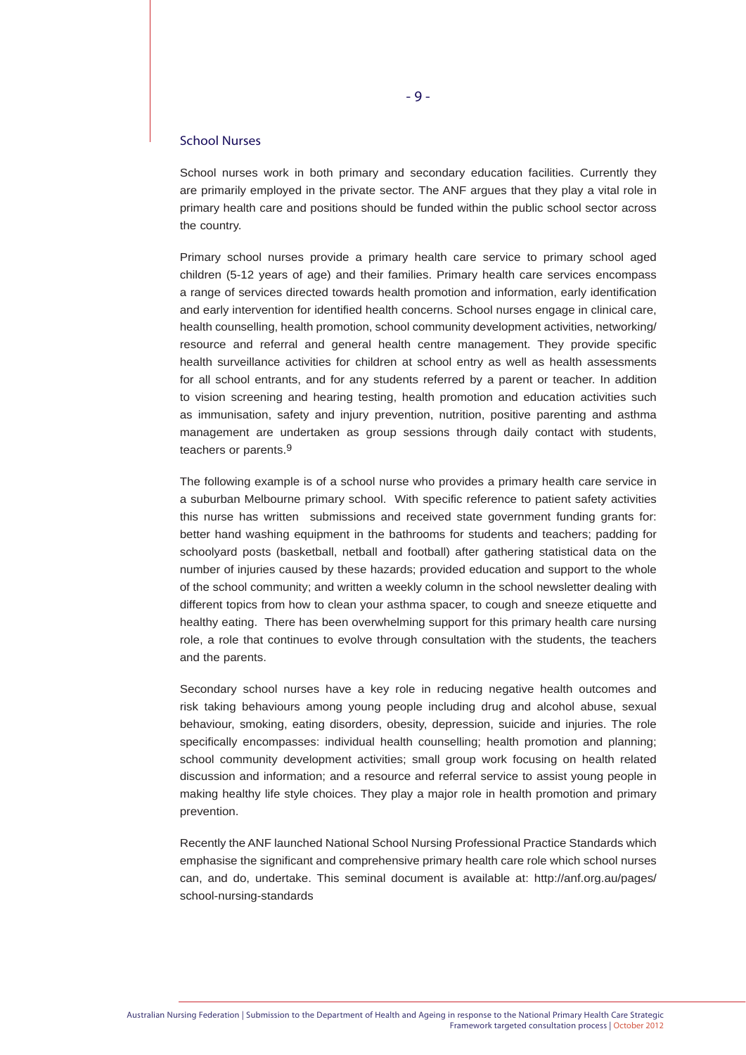## School Nurses

School nurses work in both primary and secondary education facilities. Currently they are primarily employed in the private sector. The ANF argues that they play a vital role in primary health care and positions should be funded within the public school sector across the country.

Primary school nurses provide a primary health care service to primary school aged children (5-12 years of age) and their families. Primary health care services encompass a range of services directed towards health promotion and information, early identification and early intervention for identified health concerns. School nurses engage in clinical care, health counselling, health promotion, school community development activities, networking/ resource and referral and general health centre management. They provide specific health surveillance activities for children at school entry as well as health assessments for all school entrants, and for any students referred by a parent or teacher. In addition to vision screening and hearing testing, health promotion and education activities such as immunisation, safety and injury prevention, nutrition, positive parenting and asthma management are undertaken as group sessions through daily contact with students, teachers or parents.[9]

The following example is of a school nurse who provides a primary health care service in a suburban Melbourne primary school. With specific reference to patient safety activities this nurse has written submissions and received state government funding grants for: better hand washing equipment in the bathrooms for students and teachers; padding for schoolyard posts (basketball, netball and football) after gathering statistical data on the number of injuries caused by these hazards; provided education and support to the whole of the school community; and written a weekly column in the school newsletter dealing with different topics from how to clean your asthma spacer, to cough and sneeze etiquette and healthy eating. There has been overwhelming support for this primary health care nursing role, a role that continues to evolve through consultation with the students, the teachers and the parents.

Secondary school nurses have a key role in reducing negative health outcomes and risk taking behaviours among young people including drug and alcohol abuse, sexual behaviour, smoking, eating disorders, obesity, depression, suicide and injuries. The role specifically encompasses: individual health counselling; health promotion and planning; school community development activities; small group work focusing on health related discussion and information; and a resource and referral service to assist young people in making healthy life style choices. They play a major role in health promotion and primary prevention.

Recently the ANF launched National School Nursing Professional Practice Standards which emphasise the significant and comprehensive primary health care role which school nurses can, and do, undertake. This seminal document is available at: http://anf.org.au/pages/school-nursing-standards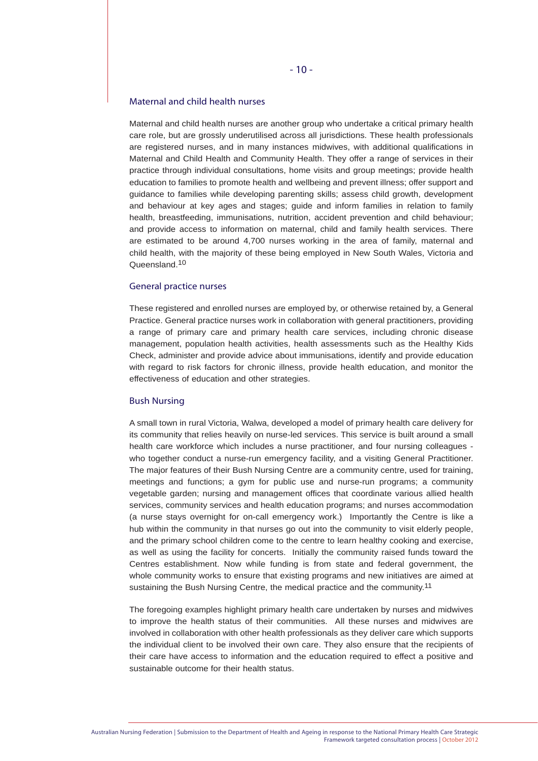### Maternal and child health nurses

Maternal and child health nurses are another group who undertake a critical primary health care role, but are grossly underutilised across all jurisdictions. These health professionals are registered nurses, and in many instances midwives, with additional qualifications in Maternal and Child Health and Community Health. They offer a range of services in their practice through individual consultations, home visits and group meetings; provide health education to families to promote health and wellbeing and prevent illness; offer support and guidance to families while developing parenting skills; assess child growth, development and behaviour at key ages and stages; guide and inform families in relation to family health, breastfeeding, immunisations, nutrition, accident prevention and child behaviour; and provide access to information on maternal, child and family health services. There are estimated to be around 4,700 nurses working in the area of family, maternal and child health, with the majority of these being employed in New South Wales, Victoria and Queensland.[10]

### General practice nurses

These registered and enrolled nurses are employed by, or otherwise retained by, a General Practice. General practice nurses work in collaboration with general practitioners, providing a range of primary care and primary health care services, including chronic disease management, population health activities, health assessments such as the Healthy Kids Check, administer and provide advice about immunisations, identify and provide education with regard to risk factors for chronic illness, provide health education, and monitor the effectiveness of education and other strategies.

### Bush Nursing

A small town in rural Victoria, Walwa, developed a model of primary health care delivery for its community that relies heavily on nurse-led services. This service is built around a small health care workforce which includes a nurse practitioner, and four nursing colleagues - who together conduct a nurse-run emergency facility, and a visiting General Practitioner. The major features of their Bush Nursing Centre are a community centre, used for training, meetings and functions; a gym for public use and nurse-run programs; a community vegetable garden; nursing and management offices that coordinate various allied health services, community services and health education programs; and nurses accommodation (a nurse stays overnight for on-call emergency work.) Importantly the Centre is like a hub within the community in that nurses go out into the community to visit elderly people, and the primary school children come to the centre to learn healthy cooking and exercise, as well as using the facility for concerts. Initially the community raised funds toward the Centres establishment. Now while funding is from state and federal government, the whole community works to ensure that existing programs and new initiatives are aimed at sustaining the Bush Nursing Centre, the medical practice and the community.[11]

The foregoing examples highlight primary health care undertaken by nurses and midwives to improve the health status of their communities. All these nurses and midwives are involved in collaboration with other health professionals as they deliver care which supports the individual client to be involved their own care. They also ensure that the recipients of their care have access to information and the education required to effect a positive and sustainable outcome for their health status.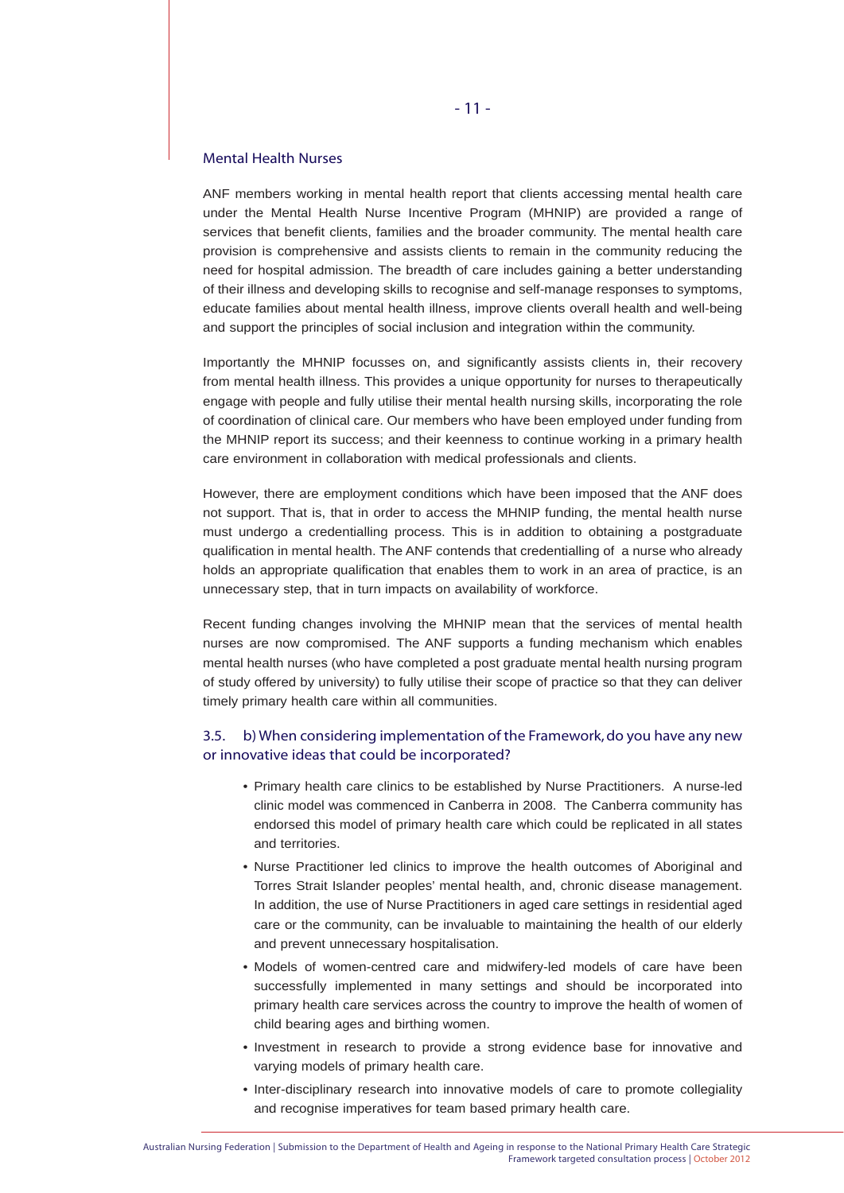### Mental Health Nurses

ANF members working in mental health report that clients accessing mental health care under the Mental Health Nurse Incentive Program (MHNIP) are provided a range of services that benefit clients, families and the broader community. The mental health care provision is comprehensive and assists clients to remain in the community reducing the need for hospital admission. The breadth of care includes gaining a better understanding of their illness and developing skills to recognise and self-manage responses to symptoms, educate families about mental health illness, improve clients overall health and well-being and support the principles of social inclusion and integration within the community.

Importantly the MHNIP focusses on, and significantly assists clients in, their recovery from mental health illness. This provides a unique opportunity for nurses to therapeutically engage with people and fully utilise their mental health nursing skills, incorporating the role of coordination of clinical care. Our members who have been employed under funding from the MHNIP report its success; and their keenness to continue working in a primary health care environment in collaboration with medical professionals and clients.

However, there are employment conditions which have been imposed that the ANF does not support. That is, that in order to access the MHNIP funding, the mental health nurse must undergo a credentialling process. This is in addition to obtaining a postgraduate qualification in mental health. The ANF contends that credentialling of a nurse who already holds an appropriate qualification that enables them to work in an area of practice, is an unnecessary step, that in turn impacts on availability of workforce.

Recent funding changes involving the MHNIP mean that the services of mental health nurses are now compromised. The ANF supports a funding mechanism which enables mental health nurses (who have completed a post graduate mental health nursing program of study offered by university) to fully utilise their scope of practice so that they can deliver timely primary health care within all communities.

### 3.5. b) When considering implementation of the Framework, do you have any new or innovative ideas that could be incorporated?

- Primary health care clinics to be established by Nurse Practitioners. A nurse-led clinic model was commenced in Canberra in 2008. The Canberra community has endorsed this model of primary health care which could be replicated in all states and territories.
- Nurse Practitioner led clinics to improve the health outcomes of Aboriginal and Torres Strait Islander peoples' mental health, and, chronic disease management. In addition, the use of Nurse Practitioners in aged care settings in residential aged care or the community, can be invaluable to maintaining the health of our elderly and prevent unnecessary hospitalisation.
- Models of women-centred care and midwifery-led models of care have been successfully implemented in many settings and should be incorporated into primary health care services across the country to improve the health of women of child bearing ages and birthing women.
- Investment in research to provide a strong evidence base for innovative and varying models of primary health care.
- Inter-disciplinary research into innovative models of care to promote collegiality and recognise imperatives for team based primary health care.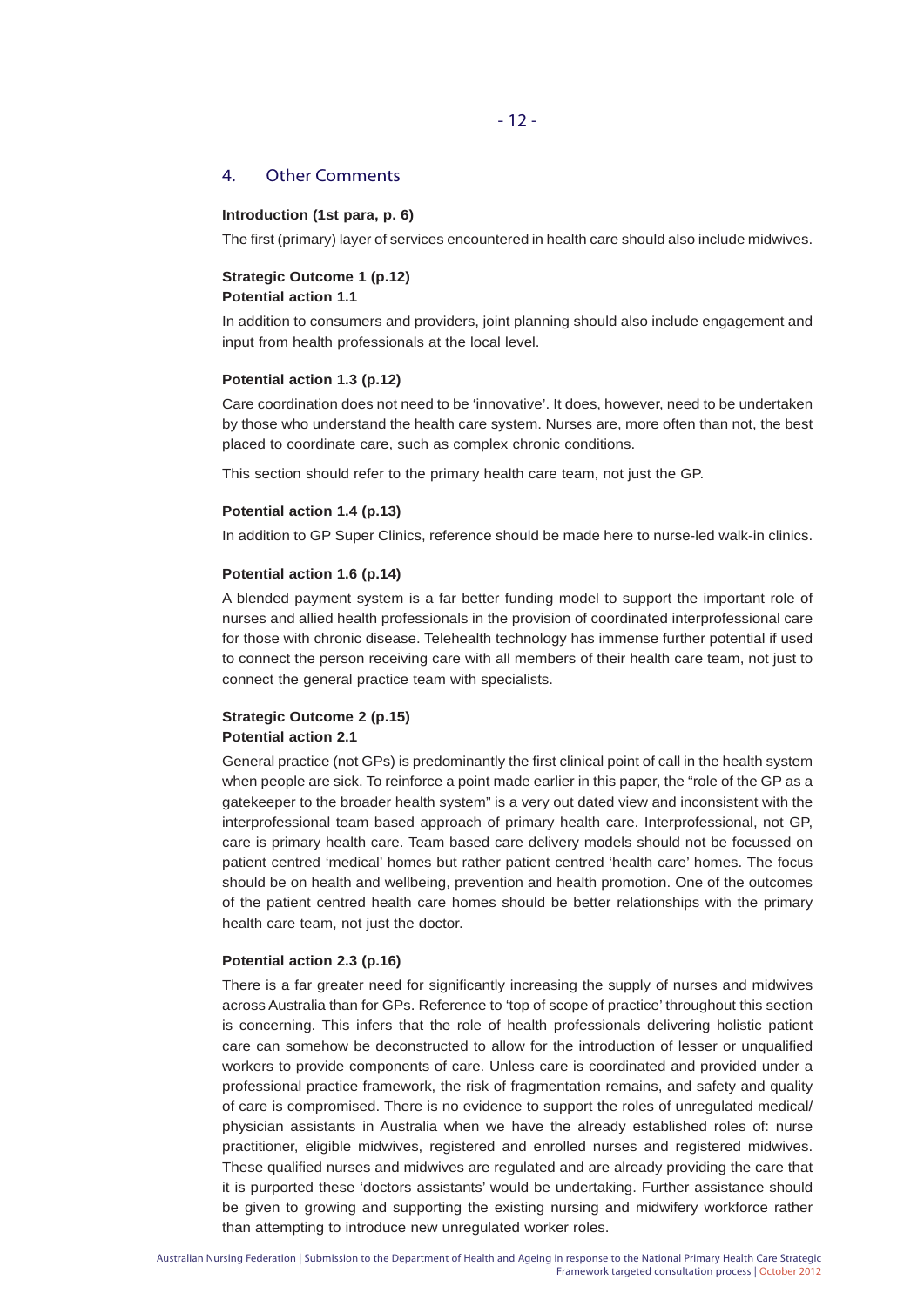## 4. Other Comments

**Introduction (1st para, p. 6)**

The first (primary) layer of services encountered in health care should also include midwives.

**Strategic Outcome 1 (p.12)**
**Potential action 1.1**

In addition to consumers and providers, joint planning should also include engagement and input from health professionals at the local level.

**Potential action 1.3 (p.12)**

Care coordination does not need to be 'innovative'. It does, however, need to be undertaken by those who understand the health care system. Nurses are, more often than not, the best placed to coordinate care, such as complex chronic conditions.

This section should refer to the primary health care team, not just the GP.

**Potential action 1.4 (p.13)**

In addition to GP Super Clinics, reference should be made here to nurse-led walk-in clinics.

**Potential action 1.6 (p.14)**

A blended payment system is a far better funding model to support the important role of nurses and allied health professionals in the provision of coordinated interprofessional care for those with chronic disease. Telehealth technology has immense further potential if used to connect the person receiving care with all members of their health care team, not just to connect the general practice team with specialists.

**Strategic Outcome 2 (p.15)**
**Potential action 2.1**

General practice (not GPs) is predominantly the first clinical point of call in the health system when people are sick. To reinforce a point made earlier in this paper, the "role of the GP as a gatekeeper to the broader health system" is a very out dated view and inconsistent with the interprofessional team based approach of primary health care. Interprofessional, not GP, care is primary health care. Team based care delivery models should not be focussed on patient centred 'medical' homes but rather patient centred 'health care' homes. The focus should be on health and wellbeing, prevention and health promotion. One of the outcomes of the patient centred health care homes should be better relationships with the primary health care team, not just the doctor.

**Potential action 2.3 (p.16)**

There is a far greater need for significantly increasing the supply of nurses and midwives across Australia than for GPs. Reference to 'top of scope of practice' throughout this section is concerning. This infers that the role of health professionals delivering holistic patient care can somehow be deconstructed to allow for the introduction of lesser or unqualified workers to provide components of care. Unless care is coordinated and provided under a professional practice framework, the risk of fragmentation remains, and safety and quality of care is compromised. There is no evidence to support the roles of unregulated medical/physician assistants in Australia when we have the already established roles of: nurse practitioner, eligible midwives, registered and enrolled nurses and registered midwives. These qualified nurses and midwives are regulated and are already providing the care that it is purported these 'doctors assistants' would be undertaking. Further assistance should be given to growing and supporting the existing nursing and midwifery workforce rather than attempting to introduce new unregulated worker roles.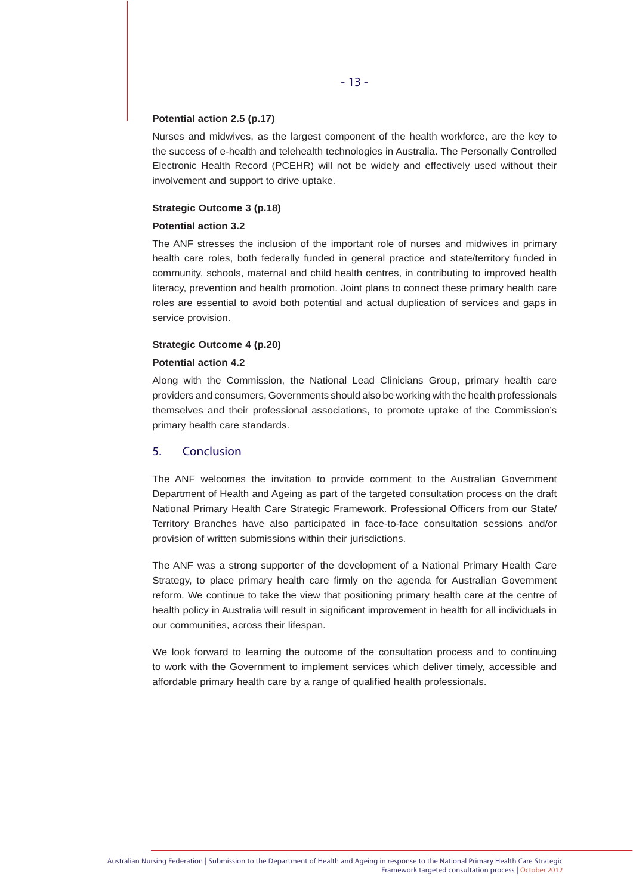**Potential action 2.5 (p.17)**

Nurses and midwives, as the largest component of the health workforce, are the key to the success of e-health and telehealth technologies in Australia. The Personally Controlled Electronic Health Record (PCEHR) will not be widely and effectively used without their involvement and support to drive uptake.

**Strategic Outcome 3 (p.18)**

**Potential action 3.2**

The ANF stresses the inclusion of the important role of nurses and midwives in primary health care roles, both federally funded in general practice and state/territory funded in community, schools, maternal and child health centres, in contributing to improved health literacy, prevention and health promotion. Joint plans to connect these primary health care roles are essential to avoid both potential and actual duplication of services and gaps in service provision.

**Strategic Outcome 4 (p.20)**

**Potential action 4.2**

Along with the Commission, the National Lead Clinicians Group, primary health care providers and consumers, Governments should also be working with the health professionals themselves and their professional associations, to promote uptake of the Commission's primary health care standards.

## 5. Conclusion

The ANF welcomes the invitation to provide comment to the Australian Government Department of Health and Ageing as part of the targeted consultation process on the draft National Primary Health Care Strategic Framework. Professional Officers from our State/ Territory Branches have also participated in face-to-face consultation sessions and/or provision of written submissions within their jurisdictions.

The ANF was a strong supporter of the development of a National Primary Health Care Strategy, to place primary health care firmly on the agenda for Australian Government reform. We continue to take the view that positioning primary health care at the centre of health policy in Australia will result in significant improvement in health for all individuals in our communities, across their lifespan.

We look forward to learning the outcome of the consultation process and to continuing to work with the Government to implement services which deliver timely, accessible and affordable primary health care by a range of qualified health professionals.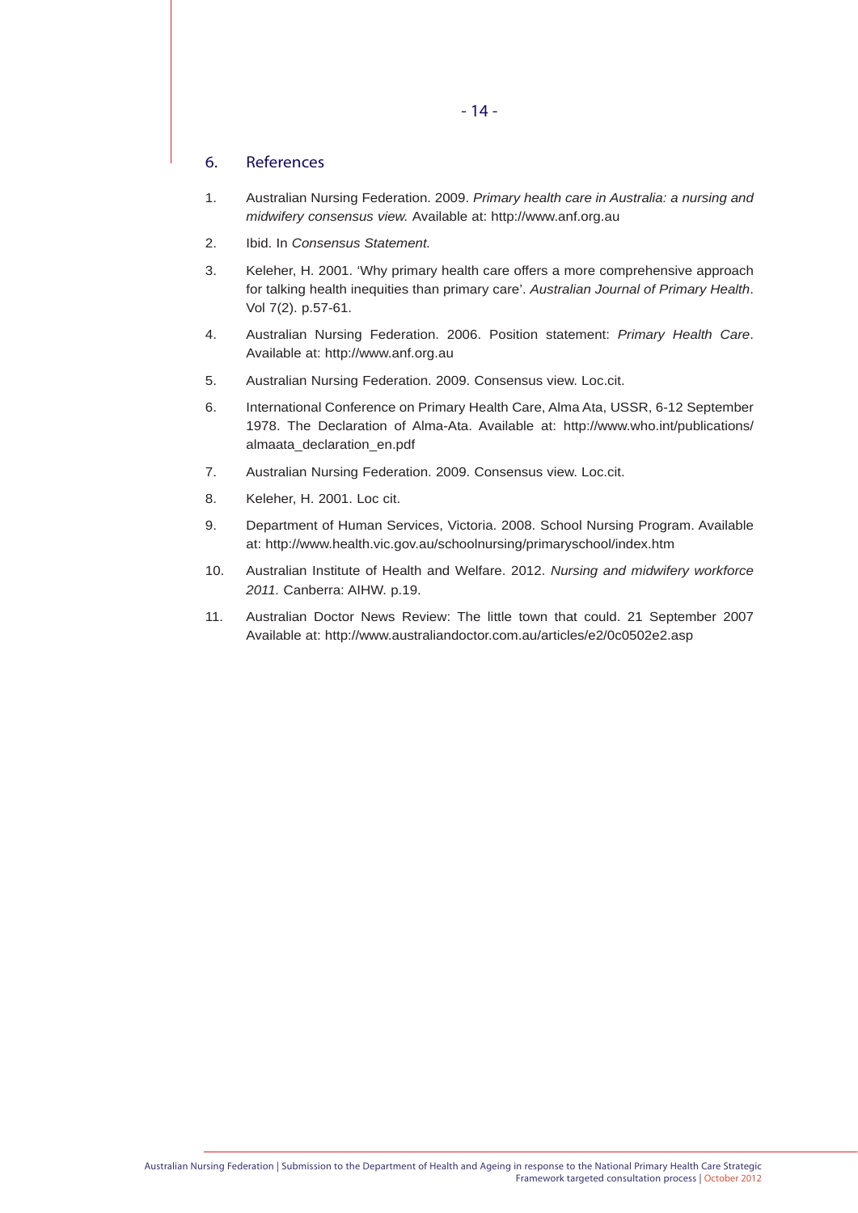## 6. References

1. Australian Nursing Federation. 2009. *Primary health care in Australia: a nursing and midwifery consensus view.* Available at: http://www.anf.org.au
2. Ibid. In *Consensus Statement.*
3. Keleher, H. 2001. 'Why primary health care offers a more comprehensive approach for talking health inequities than primary care'. *Australian Journal of Primary Health*. Vol 7(2). p.57-61.
4. Australian Nursing Federation. 2006. Position statement: *Primary Health Care*. Available at: http://www.anf.org.au
5. Australian Nursing Federation. 2009. Consensus view. Loc.cit.
6. International Conference on Primary Health Care, Alma Ata, USSR, 6-12 September 1978. The Declaration of Alma-Ata. Available at: http://www.who.int/publications/almaata_declaration_en.pdf
7. Australian Nursing Federation. 2009. Consensus view. Loc.cit.
8. Keleher, H. 2001. Loc cit.
9. Department of Human Services, Victoria. 2008. School Nursing Program. Available at: http://www.health.vic.gov.au/schoolnursing/primaryschool/index.htm
10. Australian Institute of Health and Welfare. 2012. *Nursing and midwifery workforce 2011.* Canberra: AIHW. p.19.
11. Australian Doctor News Review: The little town that could. 21 September 2007 Available at: http://www.australiandoctor.com.au/articles/e2/0c0502e2.asp